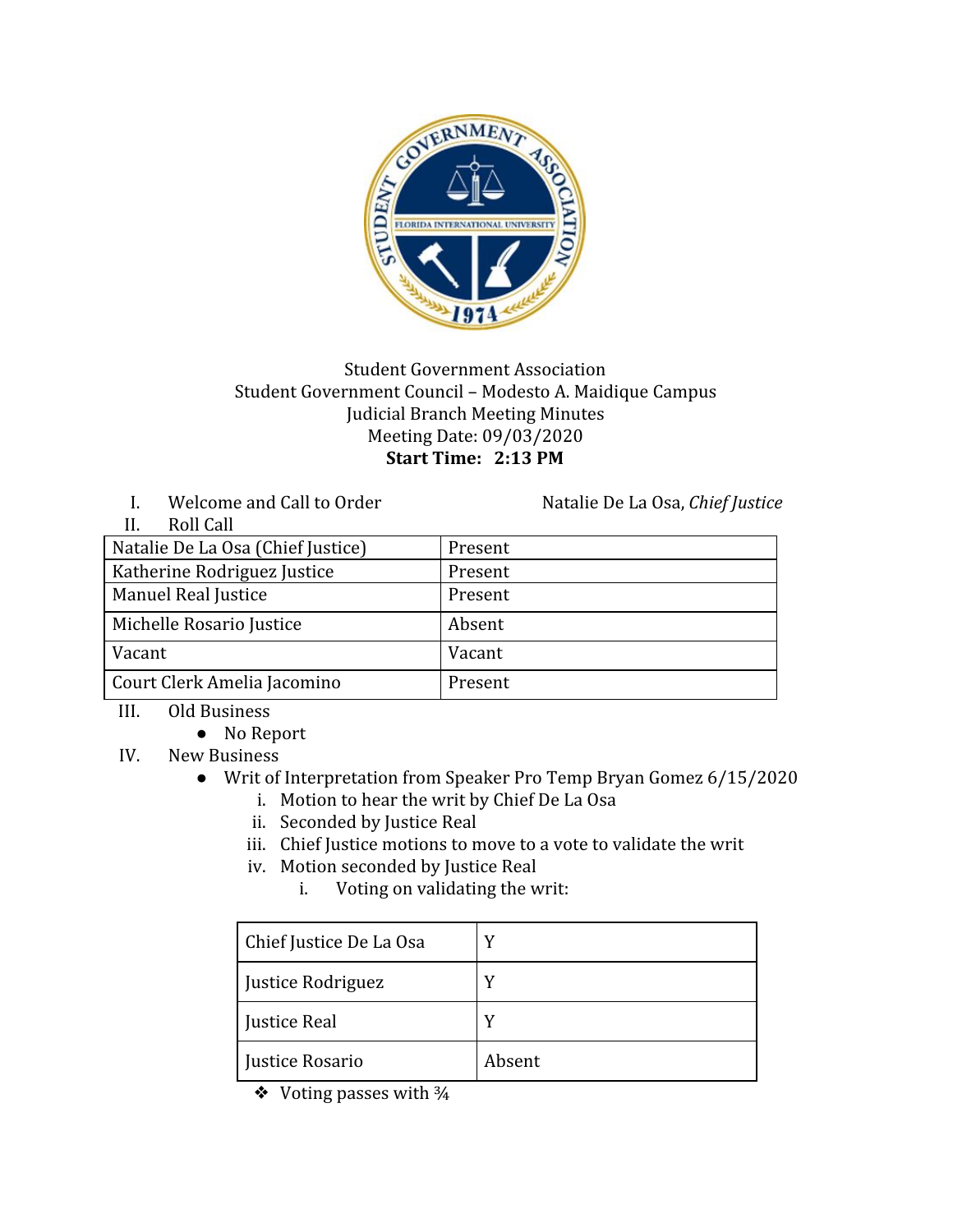Student Government Association
Student Government Council – Modesto A. Maidique Campus
Judicial Branch Meeting Minutes
Meeting Date: 09/03/2020
**Start Time: 2:13 PM**

I. Welcome and Call to Order — Natalie De La Osa, *Chief Justice*

II. Roll Call

| Natalie De La Osa (Chief Justice) | Present |
|---|---|
| Katherine Rodriguez Justice | Present |
| Manuel Real Justice | Present |
| Michelle Rosario Justice | Absent |
| Vacant | Vacant |
| Court Clerk Amelia Jacomino | Present |

III. Old Business
- No Report

IV. New Business
- Writ of Interpretation from Speaker Pro Temp Bryan Gomez 6/15/2020
  i. Motion to hear the writ by Chief De La Osa
  ii. Seconded by Justice Real
  iii. Chief Justice motions to move to a vote to validate the writ
  iv. Motion seconded by Justice Real
     i. Voting on validating the writ:

| Chief Justice De La Osa | Y |
|---|---|
| Justice Rodriguez | Y |
| Justice Real | Y |
| Justice Rosario | Absent |

❖ Voting passes with ¾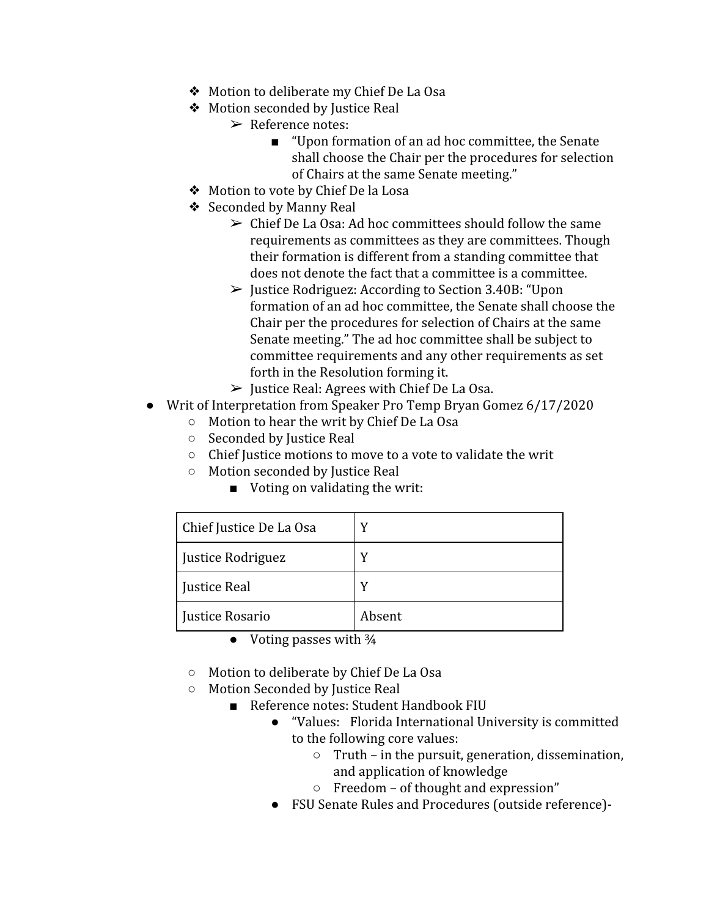- Motion to deliberate my Chief De La Osa
- Motion seconded by Justice Real
  - Reference notes:
    - "Upon formation of an ad hoc committee, the Senate shall choose the Chair per the procedures for selection of Chairs at the same Senate meeting."
- Motion to vote by Chief De la Losa
- Seconded by Manny Real
  - Chief De La Osa: Ad hoc committees should follow the same requirements as committees as they are committees. Though their formation is different from a standing committee that does not denote the fact that a committee is a committee.
  - Justice Rodriguez: According to Section 3.40B: "Upon formation of an ad hoc committee, the Senate shall choose the Chair per the procedures for selection of Chairs at the same Senate meeting." The ad hoc committee shall be subject to committee requirements and any other requirements as set forth in the Resolution forming it.
  - Justice Real: Agrees with Chief De La Osa.

- Writ of Interpretation from Speaker Pro Temp Bryan Gomez 6/17/2020
  - Motion to hear the writ by Chief De La Osa
  - Seconded by Justice Real
  - Chief Justice motions to move to a vote to validate the writ
  - Motion seconded by Justice Real
    - Voting on validating the writ:

| | |
|---|---|
| Chief Justice De La Osa | Y |
| Justice Rodriguez | Y |
| Justice Real | Y |
| Justice Rosario | Absent |

      - Voting passes with ¾

  - Motion to deliberate by Chief De La Osa
  - Motion Seconded by Justice Real
    - Reference notes: Student Handbook FIU
      - "Values: Florida International University is committed to the following core values:
        - Truth – in the pursuit, generation, dissemination, and application of knowledge
        - Freedom – of thought and expression"
      - FSU Senate Rules and Procedures (outside reference)-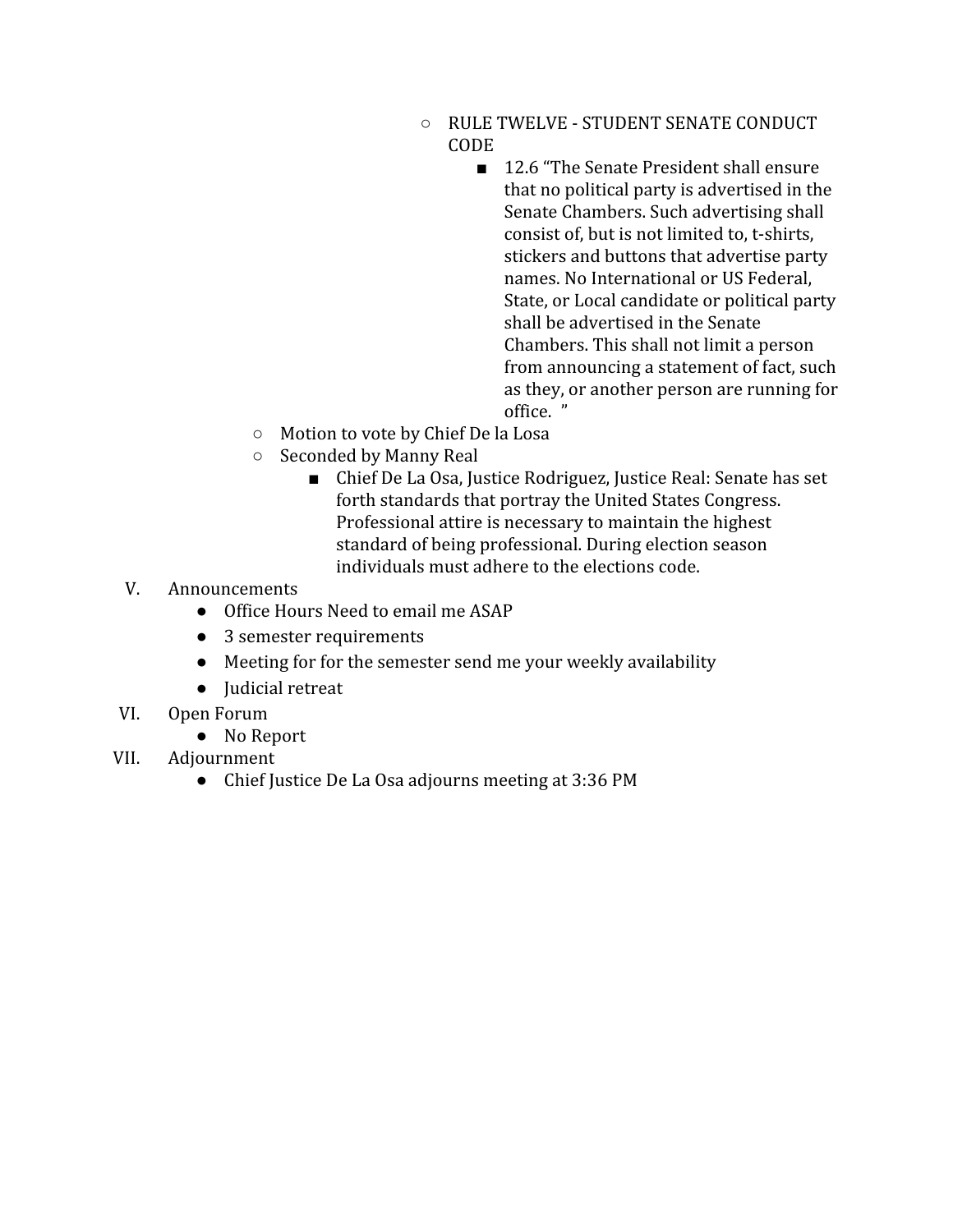- RULE TWELVE - STUDENT SENATE CONDUCT CODE
  - 12.6 "The Senate President shall ensure that no political party is advertised in the Senate Chambers. Such advertising shall consist of, but is not limited to, t-shirts, stickers and buttons that advertise party names. No International or US Federal, State, or Local candidate or political party shall be advertised in the Senate Chambers. This shall not limit a person from announcing a statement of fact, such as they, or another person are running for office. "
- Motion to vote by Chief De la Losa
- Seconded by Manny Real
  - Chief De La Osa, Justice Rodriguez, Justice Real: Senate has set forth standards that portray the United States Congress. Professional attire is necessary to maintain the highest standard of being professional. During election season individuals must adhere to the elections code.

V. Announcements
- Office Hours Need to email me ASAP
- 3 semester requirements
- Meeting for for the semester send me your weekly availability
- Judicial retreat

VI. Open Forum
- No Report

VII. Adjournment
- Chief Justice De La Osa adjourns meeting at 3:36 PM